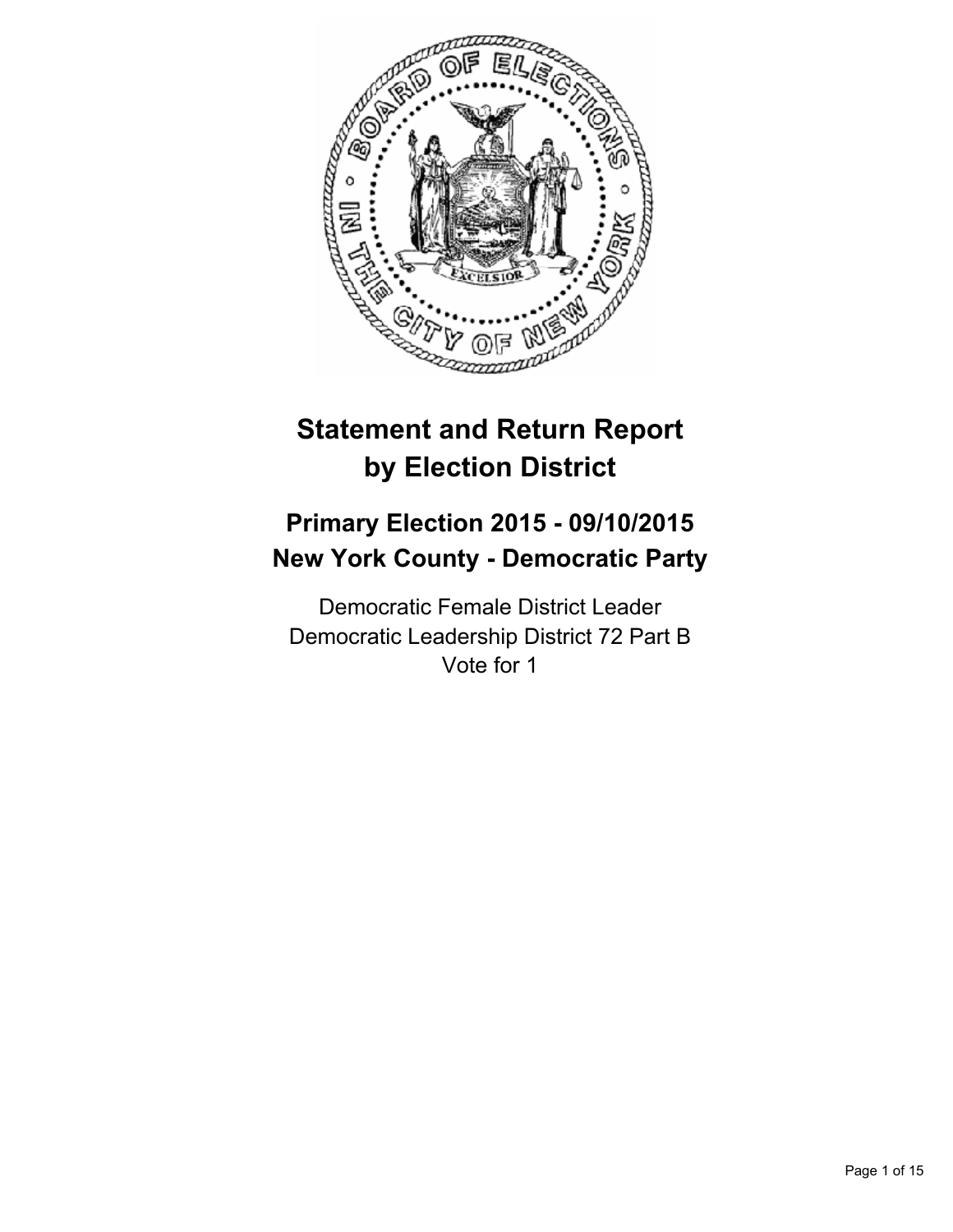# Statement and Return Report by Election District

## Primary Election 2015 - 09/10/2015
## New York County - Democratic Party

Democratic Female District Leader
Democratic Leadership District 72 Part B
Vote for 1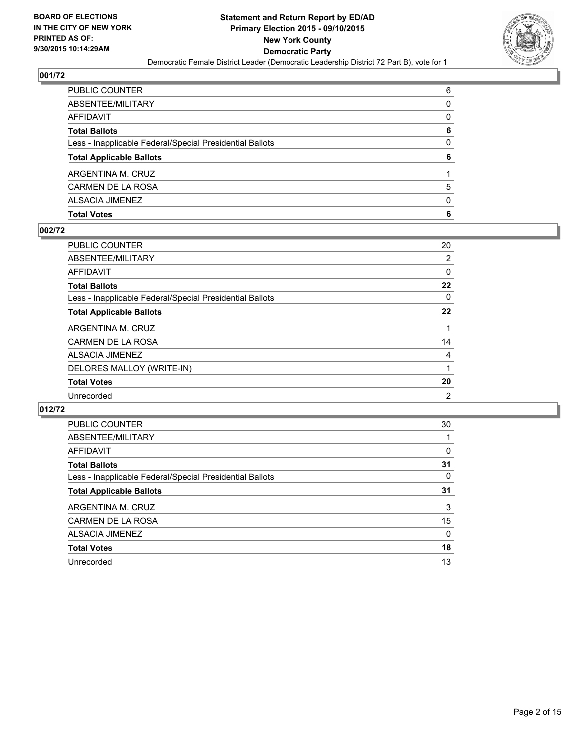**BOARD OF ELECTIONS IN THE CITY OF NEW YORK PRINTED AS OF: 9/30/2015 10:14:29AM**

# Statement and Return Report by ED/AD
## Primary Election 2015 - 09/10/2015
## New York County
## Democratic Party
### Democratic Female District Leader (Democratic Leadership District 72 Part B), vote for 1

## 001/72

| | |
|---|---|
| PUBLIC COUNTER | 6 |
| ABSENTEE/MILITARY | 0 |
| AFFIDAVIT | 0 |
| **Total Ballots** | **6** |
| Less - Inapplicable Federal/Special Presidential Ballots | 0 |
| **Total Applicable Ballots** | **6** |
| ARGENTINA M. CRUZ | 1 |
| CARMEN DE LA ROSA | 5 |
| ALSACIA JIMENEZ | 0 |
| **Total Votes** | **6** |

## 002/72

| | |
|---|---|
| PUBLIC COUNTER | 20 |
| ABSENTEE/MILITARY | 2 |
| AFFIDAVIT | 0 |
| **Total Ballots** | **22** |
| Less - Inapplicable Federal/Special Presidential Ballots | 0 |
| **Total Applicable Ballots** | **22** |
| ARGENTINA M. CRUZ | 1 |
| CARMEN DE LA ROSA | 14 |
| ALSACIA JIMENEZ | 4 |
| DELORES MALLOY (WRITE-IN) | 1 |
| **Total Votes** | **20** |
| Unrecorded | 2 |

## 012/72

| | |
|---|---|
| PUBLIC COUNTER | 30 |
| ABSENTEE/MILITARY | 1 |
| AFFIDAVIT | 0 |
| **Total Ballots** | **31** |
| Less - Inapplicable Federal/Special Presidential Ballots | 0 |
| **Total Applicable Ballots** | **31** |
| ARGENTINA M. CRUZ | 3 |
| CARMEN DE LA ROSA | 15 |
| ALSACIA JIMENEZ | 0 |
| **Total Votes** | **18** |
| Unrecorded | 13 |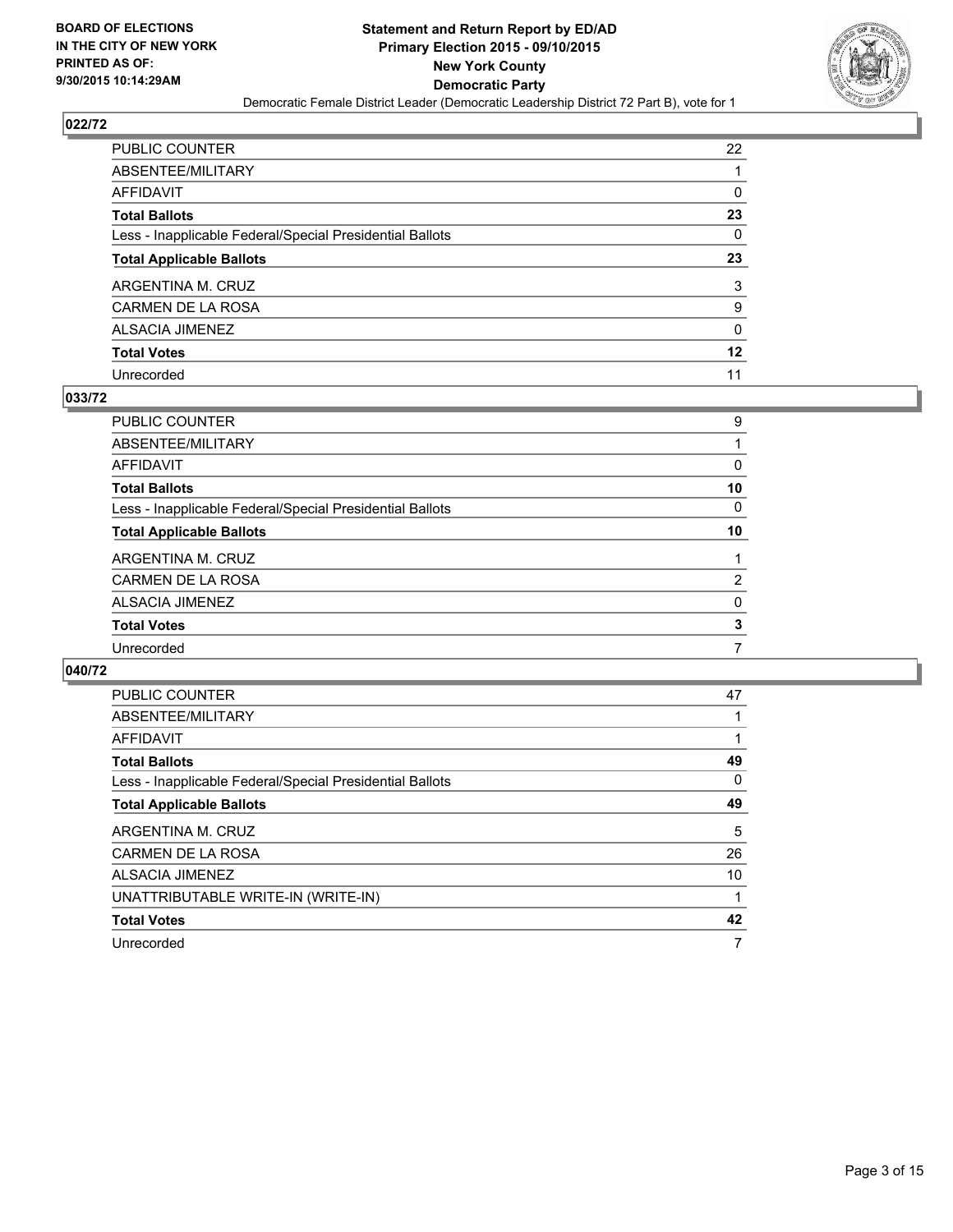BOARD OF ELECTIONS
IN THE CITY OF NEW YORK
PRINTED AS OF:
9/30/2015 10:14:29AM

**Statement and Return Report by ED/AD**
**Primary Election 2015 - 09/10/2015**
**New York County**
**Democratic Party**
Democratic Female District Leader (Democratic Leadership District 72 Part B), vote for 1

## 022/72

| | |
|---|---|
| PUBLIC COUNTER | 22 |
| ABSENTEE/MILITARY | 1 |
| AFFIDAVIT | 0 |
| **Total Ballots** | **23** |
| Less - Inapplicable Federal/Special Presidential Ballots | 0 |
| **Total Applicable Ballots** | **23** |
| ARGENTINA M. CRUZ | 3 |
| CARMEN DE LA ROSA | 9 |
| ALSACIA JIMENEZ | 0 |
| **Total Votes** | **12** |
| Unrecorded | 11 |

## 033/72

| | |
|---|---|
| PUBLIC COUNTER | 9 |
| ABSENTEE/MILITARY | 1 |
| AFFIDAVIT | 0 |
| **Total Ballots** | **10** |
| Less - Inapplicable Federal/Special Presidential Ballots | 0 |
| **Total Applicable Ballots** | **10** |
| ARGENTINA M. CRUZ | 1 |
| CARMEN DE LA ROSA | 2 |
| ALSACIA JIMENEZ | 0 |
| **Total Votes** | **3** |
| Unrecorded | 7 |

## 040/72

| | |
|---|---|
| PUBLIC COUNTER | 47 |
| ABSENTEE/MILITARY | 1 |
| AFFIDAVIT | 1 |
| **Total Ballots** | **49** |
| Less - Inapplicable Federal/Special Presidential Ballots | 0 |
| **Total Applicable Ballots** | **49** |
| ARGENTINA M. CRUZ | 5 |
| CARMEN DE LA ROSA | 26 |
| ALSACIA JIMENEZ | 10 |
| UNATTRIBUTABLE WRITE-IN (WRITE-IN) | 1 |
| **Total Votes** | **42** |
| Unrecorded | 7 |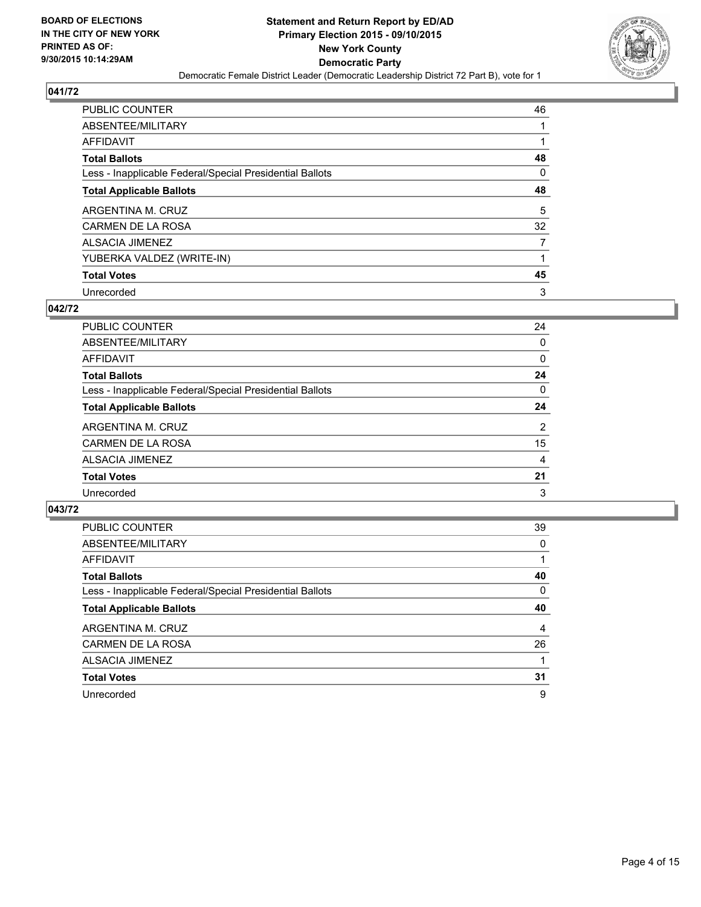**BOARD OF ELECTIONS IN THE CITY OF NEW YORK PRINTED AS OF: 9/30/2015 10:14:29AM**

**Statement and Return Report by ED/AD Primary Election 2015 - 09/10/2015 New York County Democratic Party**

Democratic Female District Leader (Democratic Leadership District 72 Part B), vote for 1

## 041/72

| | |
|---|---|
| PUBLIC COUNTER | 46 |
| ABSENTEE/MILITARY | 1 |
| AFFIDAVIT | 1 |
| **Total Ballots** | **48** |
| Less - Inapplicable Federal/Special Presidential Ballots | 0 |
| **Total Applicable Ballots** | **48** |
| ARGENTINA M. CRUZ | 5 |
| CARMEN DE LA ROSA | 32 |
| ALSACIA JIMENEZ | 7 |
| YUBERKA VALDEZ (WRITE-IN) | 1 |
| **Total Votes** | **45** |
| Unrecorded | 3 |

## 042/72

| | |
|---|---|
| PUBLIC COUNTER | 24 |
| ABSENTEE/MILITARY | 0 |
| AFFIDAVIT | 0 |
| **Total Ballots** | **24** |
| Less - Inapplicable Federal/Special Presidential Ballots | 0 |
| **Total Applicable Ballots** | **24** |
| ARGENTINA M. CRUZ | 2 |
| CARMEN DE LA ROSA | 15 |
| ALSACIA JIMENEZ | 4 |
| **Total Votes** | **21** |
| Unrecorded | 3 |

## 043/72

| | |
|---|---|
| PUBLIC COUNTER | 39 |
| ABSENTEE/MILITARY | 0 |
| AFFIDAVIT | 1 |
| **Total Ballots** | **40** |
| Less - Inapplicable Federal/Special Presidential Ballots | 0 |
| **Total Applicable Ballots** | **40** |
| ARGENTINA M. CRUZ | 4 |
| CARMEN DE LA ROSA | 26 |
| ALSACIA JIMENEZ | 1 |
| **Total Votes** | **31** |
| Unrecorded | 9 |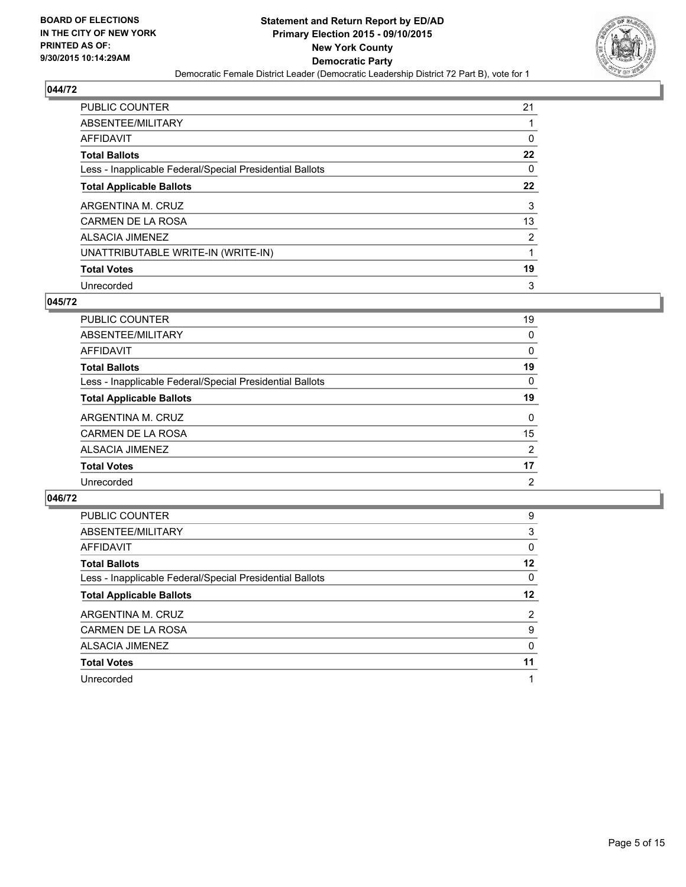BOARD OF ELECTIONS
IN THE CITY OF NEW YORK
PRINTED AS OF:
9/30/2015 10:14:29AM

**Statement and Return Report by ED/AD**
**Primary Election 2015 - 09/10/2015**
**New York County**
**Democratic Party**
Democratic Female District Leader (Democratic Leadership District 72 Part B), vote for 1

### 044/72

| | |
|---|---|
| PUBLIC COUNTER | 21 |
| ABSENTEE/MILITARY | 1 |
| AFFIDAVIT | 0 |
| **Total Ballots** | **22** |
| Less - Inapplicable Federal/Special Presidential Ballots | 0 |
| **Total Applicable Ballots** | **22** |
| ARGENTINA M. CRUZ | 3 |
| CARMEN DE LA ROSA | 13 |
| ALSACIA JIMENEZ | 2 |
| UNATTRIBUTABLE WRITE-IN (WRITE-IN) | 1 |
| **Total Votes** | **19** |
| Unrecorded | 3 |

### 045/72

| | |
|---|---|
| PUBLIC COUNTER | 19 |
| ABSENTEE/MILITARY | 0 |
| AFFIDAVIT | 0 |
| **Total Ballots** | **19** |
| Less - Inapplicable Federal/Special Presidential Ballots | 0 |
| **Total Applicable Ballots** | **19** |
| ARGENTINA M. CRUZ | 0 |
| CARMEN DE LA ROSA | 15 |
| ALSACIA JIMENEZ | 2 |
| **Total Votes** | **17** |
| Unrecorded | 2 |

### 046/72

| | |
|---|---|
| PUBLIC COUNTER | 9 |
| ABSENTEE/MILITARY | 3 |
| AFFIDAVIT | 0 |
| **Total Ballots** | **12** |
| Less - Inapplicable Federal/Special Presidential Ballots | 0 |
| **Total Applicable Ballots** | **12** |
| ARGENTINA M. CRUZ | 2 |
| CARMEN DE LA ROSA | 9 |
| ALSACIA JIMENEZ | 0 |
| **Total Votes** | **11** |
| Unrecorded | 1 |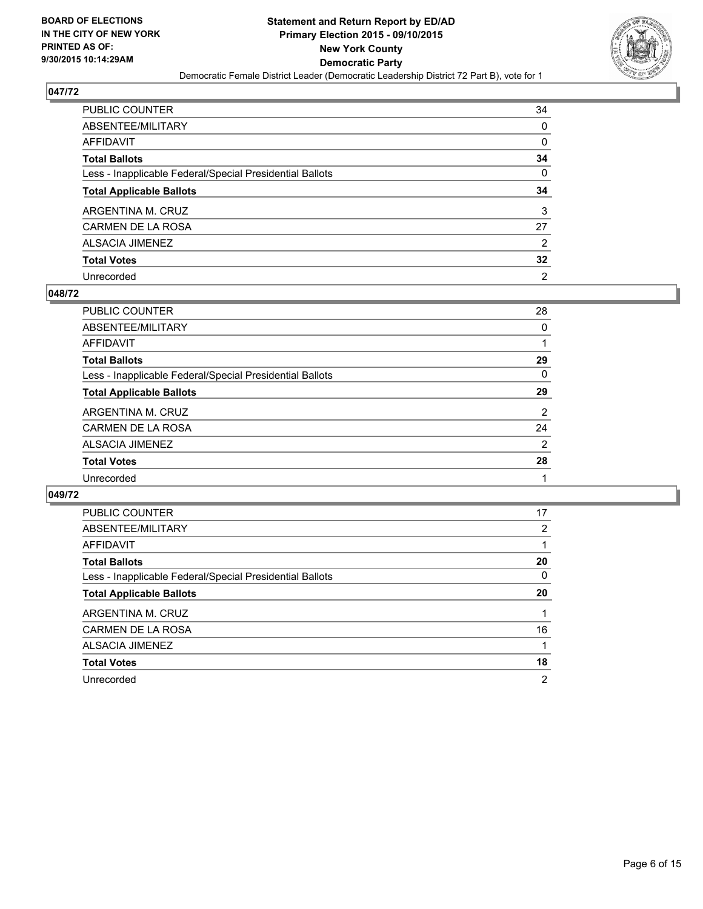BOARD OF ELECTIONS
IN THE CITY OF NEW YORK
PRINTED AS OF:
9/30/2015 10:14:29AM

**Statement and Return Report by ED/AD**
**Primary Election 2015 - 09/10/2015**
**New York County**
**Democratic Party**
Democratic Female District Leader (Democratic Leadership District 72 Part B), vote for 1

## 047/72

| | |
|---|---|
| PUBLIC COUNTER | 34 |
| ABSENTEE/MILITARY | 0 |
| AFFIDAVIT | 0 |
| **Total Ballots** | **34** |
| Less - Inapplicable Federal/Special Presidential Ballots | 0 |
| **Total Applicable Ballots** | **34** |
| ARGENTINA M. CRUZ | 3 |
| CARMEN DE LA ROSA | 27 |
| ALSACIA JIMENEZ | 2 |
| **Total Votes** | **32** |
| Unrecorded | 2 |

## 048/72

| | |
|---|---|
| PUBLIC COUNTER | 28 |
| ABSENTEE/MILITARY | 0 |
| AFFIDAVIT | 1 |
| **Total Ballots** | **29** |
| Less - Inapplicable Federal/Special Presidential Ballots | 0 |
| **Total Applicable Ballots** | **29** |
| ARGENTINA M. CRUZ | 2 |
| CARMEN DE LA ROSA | 24 |
| ALSACIA JIMENEZ | 2 |
| **Total Votes** | **28** |
| Unrecorded | 1 |

## 049/72

| | |
|---|---|
| PUBLIC COUNTER | 17 |
| ABSENTEE/MILITARY | 2 |
| AFFIDAVIT | 1 |
| **Total Ballots** | **20** |
| Less - Inapplicable Federal/Special Presidential Ballots | 0 |
| **Total Applicable Ballots** | **20** |
| ARGENTINA M. CRUZ | 1 |
| CARMEN DE LA ROSA | 16 |
| ALSACIA JIMENEZ | 1 |
| **Total Votes** | **18** |
| Unrecorded | 2 |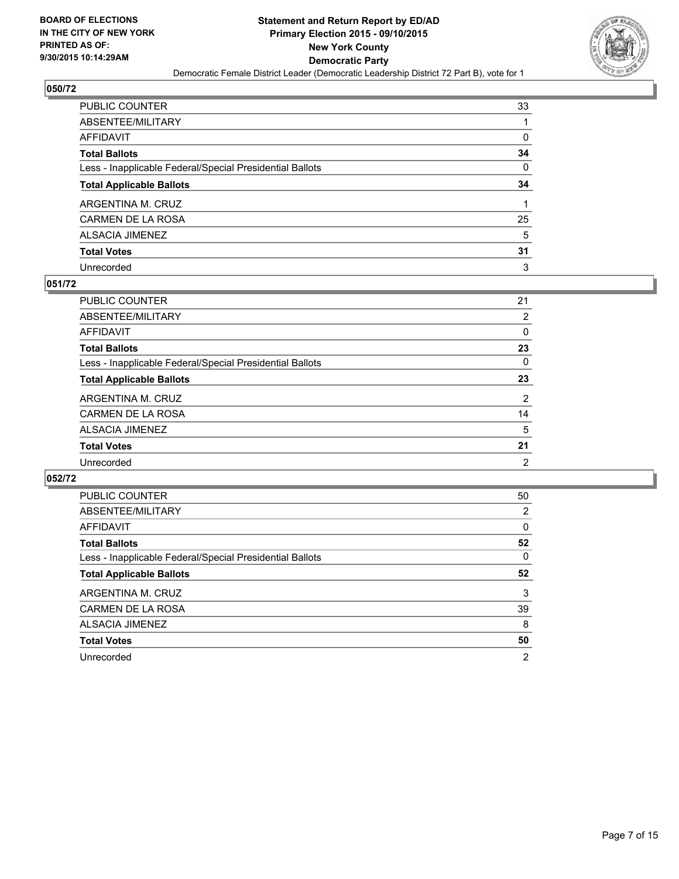BOARD OF ELECTIONS
IN THE CITY OF NEW YORK
PRINTED AS OF:
9/30/2015 10:14:29AM

**Statement and Return Report by ED/AD**
**Primary Election 2015 - 09/10/2015**
**New York County**
**Democratic Party**
Democratic Female District Leader (Democratic Leadership District 72 Part B), vote for 1

## 050/72

| | |
|---|---|
| PUBLIC COUNTER | 33 |
| ABSENTEE/MILITARY | 1 |
| AFFIDAVIT | 0 |
| **Total Ballots** | **34** |
| Less - Inapplicable Federal/Special Presidential Ballots | 0 |
| **Total Applicable Ballots** | **34** |
| ARGENTINA M. CRUZ | 1 |
| CARMEN DE LA ROSA | 25 |
| ALSACIA JIMENEZ | 5 |
| **Total Votes** | **31** |
| Unrecorded | 3 |

## 051/72

| | |
|---|---|
| PUBLIC COUNTER | 21 |
| ABSENTEE/MILITARY | 2 |
| AFFIDAVIT | 0 |
| **Total Ballots** | **23** |
| Less - Inapplicable Federal/Special Presidential Ballots | 0 |
| **Total Applicable Ballots** | **23** |
| ARGENTINA M. CRUZ | 2 |
| CARMEN DE LA ROSA | 14 |
| ALSACIA JIMENEZ | 5 |
| **Total Votes** | **21** |
| Unrecorded | 2 |

## 052/72

| | |
|---|---|
| PUBLIC COUNTER | 50 |
| ABSENTEE/MILITARY | 2 |
| AFFIDAVIT | 0 |
| **Total Ballots** | **52** |
| Less - Inapplicable Federal/Special Presidential Ballots | 0 |
| **Total Applicable Ballots** | **52** |
| ARGENTINA M. CRUZ | 3 |
| CARMEN DE LA ROSA | 39 |
| ALSACIA JIMENEZ | 8 |
| **Total Votes** | **50** |
| Unrecorded | 2 |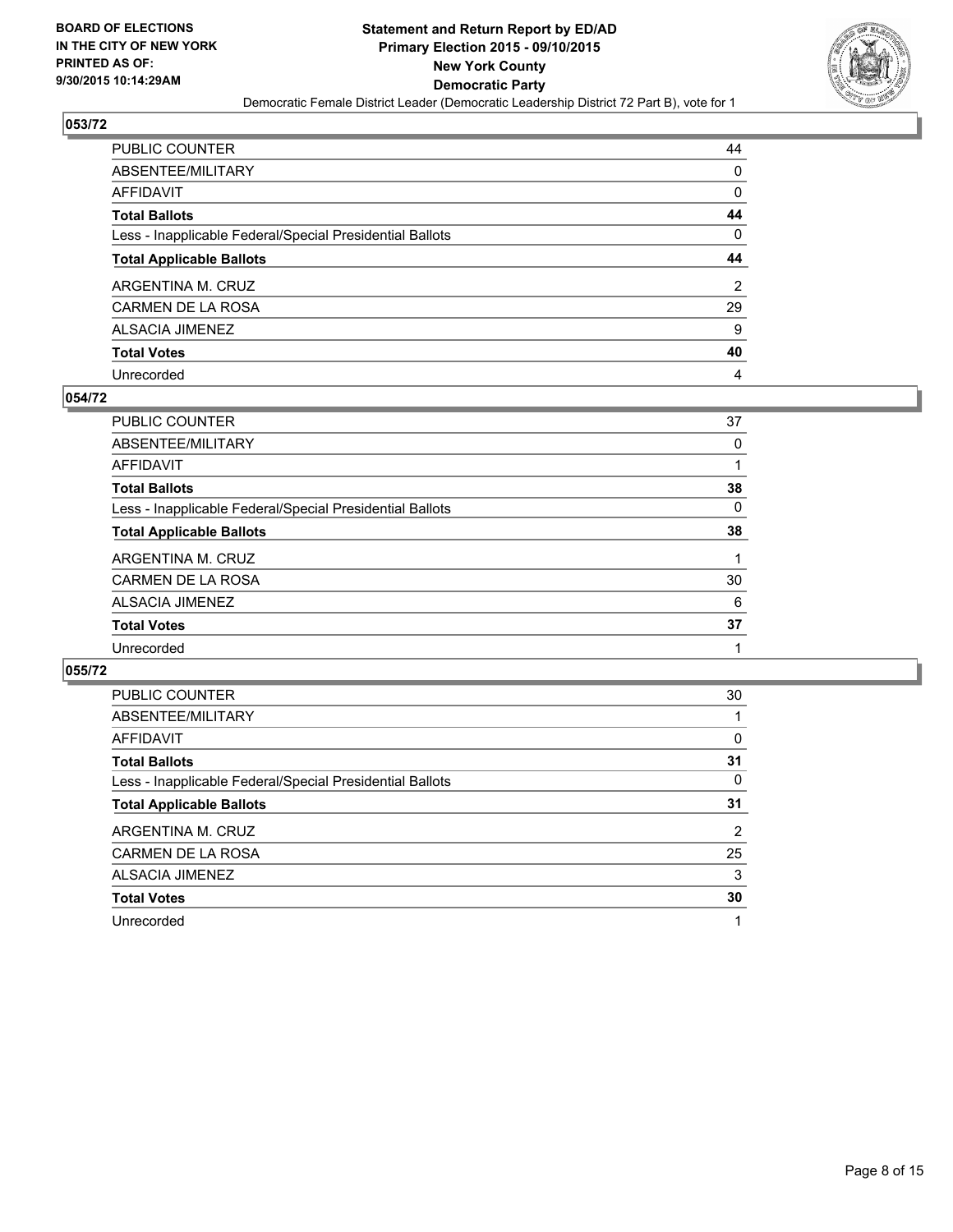BOARD OF ELECTIONS
IN THE CITY OF NEW YORK
PRINTED AS OF:
9/30/2015 10:14:29AM

**Statement and Return Report by ED/AD**
**Primary Election 2015 - 09/10/2015**
**New York County**
**Democratic Party**
Democratic Female District Leader (Democratic Leadership District 72 Part B), vote for 1

## 053/72

| | |
|---|---|
| PUBLIC COUNTER | 44 |
| ABSENTEE/MILITARY | 0 |
| AFFIDAVIT | 0 |
| **Total Ballots** | **44** |
| Less - Inapplicable Federal/Special Presidential Ballots | 0 |
| **Total Applicable Ballots** | **44** |
| ARGENTINA M. CRUZ | 2 |
| CARMEN DE LA ROSA | 29 |
| ALSACIA JIMENEZ | 9 |
| **Total Votes** | **40** |
| Unrecorded | 4 |

## 054/72

| | |
|---|---|
| PUBLIC COUNTER | 37 |
| ABSENTEE/MILITARY | 0 |
| AFFIDAVIT | 1 |
| **Total Ballots** | **38** |
| Less - Inapplicable Federal/Special Presidential Ballots | 0 |
| **Total Applicable Ballots** | **38** |
| ARGENTINA M. CRUZ | 1 |
| CARMEN DE LA ROSA | 30 |
| ALSACIA JIMENEZ | 6 |
| **Total Votes** | **37** |
| Unrecorded | 1 |

## 055/72

| | |
|---|---|
| PUBLIC COUNTER | 30 |
| ABSENTEE/MILITARY | 1 |
| AFFIDAVIT | 0 |
| **Total Ballots** | **31** |
| Less - Inapplicable Federal/Special Presidential Ballots | 0 |
| **Total Applicable Ballots** | **31** |
| ARGENTINA M. CRUZ | 2 |
| CARMEN DE LA ROSA | 25 |
| ALSACIA JIMENEZ | 3 |
| **Total Votes** | **30** |
| Unrecorded | 1 |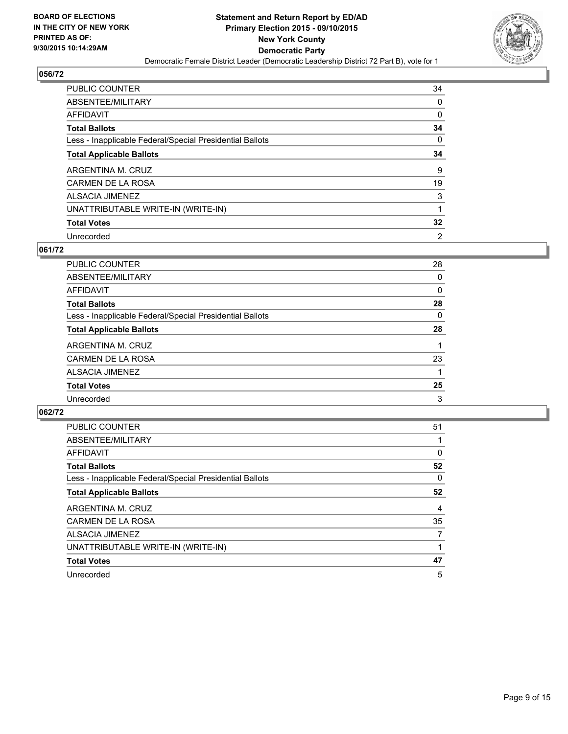BOARD OF ELECTIONS
IN THE CITY OF NEW YORK
PRINTED AS OF:
9/30/2015 10:14:29AM

**Statement and Return Report by ED/AD**
**Primary Election 2015 - 09/10/2015**
**New York County**
**Democratic Party**
Democratic Female District Leader (Democratic Leadership District 72 Part B), vote for 1

## 056/72

| | |
|---|---|
| PUBLIC COUNTER | 34 |
| ABSENTEE/MILITARY | 0 |
| AFFIDAVIT | 0 |
| **Total Ballots** | **34** |
| Less - Inapplicable Federal/Special Presidential Ballots | 0 |
| **Total Applicable Ballots** | **34** |
| ARGENTINA M. CRUZ | 9 |
| CARMEN DE LA ROSA | 19 |
| ALSACIA JIMENEZ | 3 |
| UNATTRIBUTABLE WRITE-IN (WRITE-IN) | 1 |
| **Total Votes** | **32** |
| Unrecorded | 2 |

## 061/72

| | |
|---|---|
| PUBLIC COUNTER | 28 |
| ABSENTEE/MILITARY | 0 |
| AFFIDAVIT | 0 |
| **Total Ballots** | **28** |
| Less - Inapplicable Federal/Special Presidential Ballots | 0 |
| **Total Applicable Ballots** | **28** |
| ARGENTINA M. CRUZ | 1 |
| CARMEN DE LA ROSA | 23 |
| ALSACIA JIMENEZ | 1 |
| **Total Votes** | **25** |
| Unrecorded | 3 |

## 062/72

| | |
|---|---|
| PUBLIC COUNTER | 51 |
| ABSENTEE/MILITARY | 1 |
| AFFIDAVIT | 0 |
| **Total Ballots** | **52** |
| Less - Inapplicable Federal/Special Presidential Ballots | 0 |
| **Total Applicable Ballots** | **52** |
| ARGENTINA M. CRUZ | 4 |
| CARMEN DE LA ROSA | 35 |
| ALSACIA JIMENEZ | 7 |
| UNATTRIBUTABLE WRITE-IN (WRITE-IN) | 1 |
| **Total Votes** | **47** |
| Unrecorded | 5 |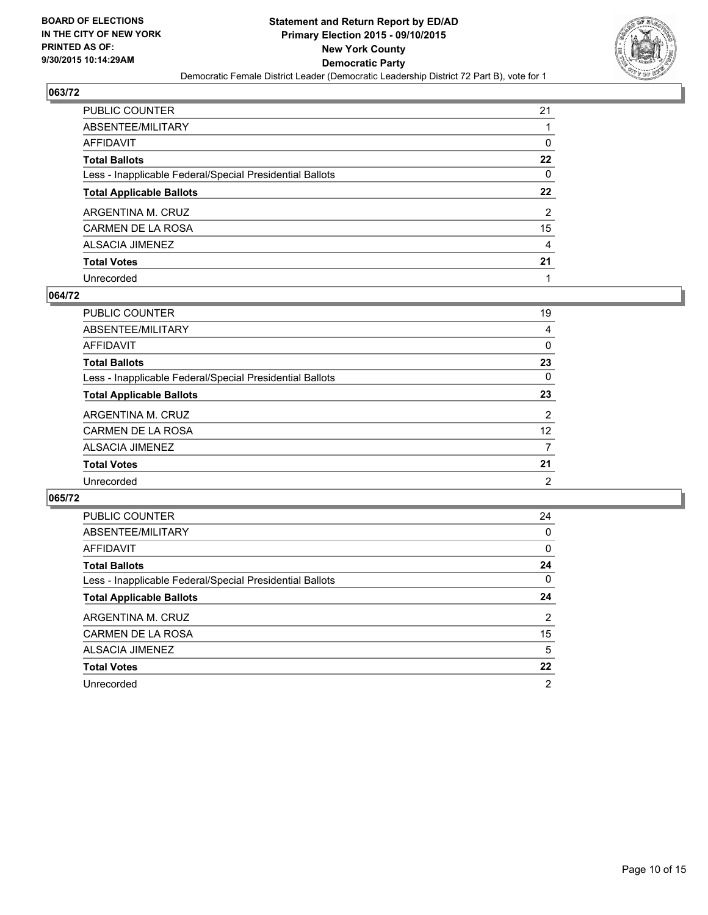**BOARD OF ELECTIONS IN THE CITY OF NEW YORK PRINTED AS OF: 9/30/2015 10:14:29AM**

**Statement and Return Report by ED/AD Primary Election 2015 - 09/10/2015 New York County Democratic Party**

Democratic Female District Leader (Democratic Leadership District 72 Part B), vote for 1

## 063/72

| | |
|---|---|
| PUBLIC COUNTER | 21 |
| ABSENTEE/MILITARY | 1 |
| AFFIDAVIT | 0 |
| **Total Ballots** | **22** |
| Less - Inapplicable Federal/Special Presidential Ballots | 0 |
| **Total Applicable Ballots** | **22** |
| ARGENTINA M. CRUZ | 2 |
| CARMEN DE LA ROSA | 15 |
| ALSACIA JIMENEZ | 4 |
| **Total Votes** | **21** |
| Unrecorded | 1 |

## 064/72

| | |
|---|---|
| PUBLIC COUNTER | 19 |
| ABSENTEE/MILITARY | 4 |
| AFFIDAVIT | 0 |
| **Total Ballots** | **23** |
| Less - Inapplicable Federal/Special Presidential Ballots | 0 |
| **Total Applicable Ballots** | **23** |
| ARGENTINA M. CRUZ | 2 |
| CARMEN DE LA ROSA | 12 |
| ALSACIA JIMENEZ | 7 |
| **Total Votes** | **21** |
| Unrecorded | 2 |

## 065/72

| | |
|---|---|
| PUBLIC COUNTER | 24 |
| ABSENTEE/MILITARY | 0 |
| AFFIDAVIT | 0 |
| **Total Ballots** | **24** |
| Less - Inapplicable Federal/Special Presidential Ballots | 0 |
| **Total Applicable Ballots** | **24** |
| ARGENTINA M. CRUZ | 2 |
| CARMEN DE LA ROSA | 15 |
| ALSACIA JIMENEZ | 5 |
| **Total Votes** | **22** |
| Unrecorded | 2 |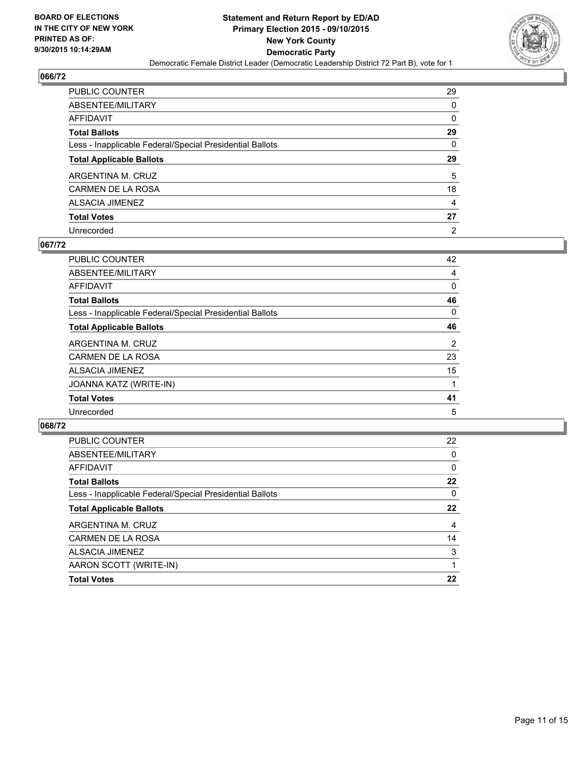BOARD OF ELECTIONS
IN THE CITY OF NEW YORK
PRINTED AS OF:
9/30/2015 10:14:29AM

**Statement and Return Report by ED/AD**
**Primary Election 2015 - 09/10/2015**
**New York County**
**Democratic Party**
Democratic Female District Leader (Democratic Leadership District 72 Part B), vote for 1

## 066/72

| | |
|---|---|
| PUBLIC COUNTER | 29 |
| ABSENTEE/MILITARY | 0 |
| AFFIDAVIT | 0 |
| **Total Ballots** | **29** |
| Less - Inapplicable Federal/Special Presidential Ballots | 0 |
| **Total Applicable Ballots** | **29** |
| ARGENTINA M. CRUZ | 5 |
| CARMEN DE LA ROSA | 18 |
| ALSACIA JIMENEZ | 4 |
| **Total Votes** | **27** |
| Unrecorded | 2 |

## 067/72

| | |
|---|---|
| PUBLIC COUNTER | 42 |
| ABSENTEE/MILITARY | 4 |
| AFFIDAVIT | 0 |
| **Total Ballots** | **46** |
| Less - Inapplicable Federal/Special Presidential Ballots | 0 |
| **Total Applicable Ballots** | **46** |
| ARGENTINA M. CRUZ | 2 |
| CARMEN DE LA ROSA | 23 |
| ALSACIA JIMENEZ | 15 |
| JOANNA KATZ (WRITE-IN) | 1 |
| **Total Votes** | **41** |
| Unrecorded | 5 |

## 068/72

| | |
|---|---|
| PUBLIC COUNTER | 22 |
| ABSENTEE/MILITARY | 0 |
| AFFIDAVIT | 0 |
| **Total Ballots** | **22** |
| Less - Inapplicable Federal/Special Presidential Ballots | 0 |
| **Total Applicable Ballots** | **22** |
| ARGENTINA M. CRUZ | 4 |
| CARMEN DE LA ROSA | 14 |
| ALSACIA JIMENEZ | 3 |
| AARON SCOTT (WRITE-IN) | 1 |
| **Total Votes** | **22** |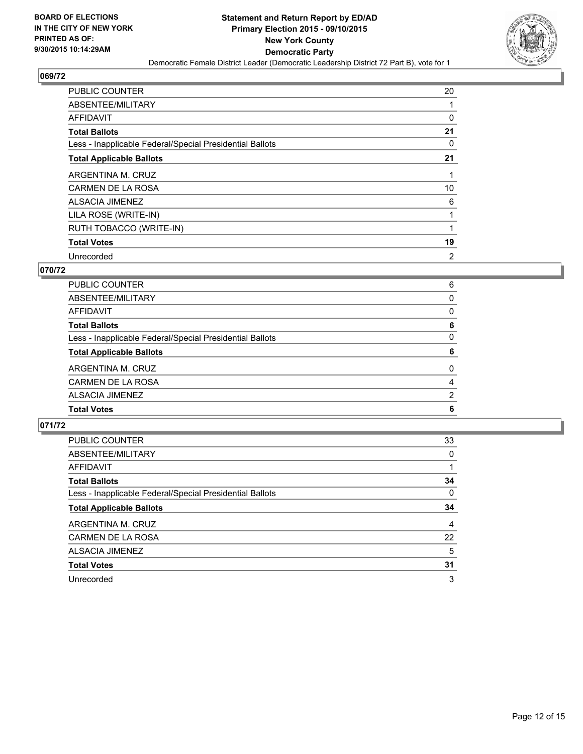**BOARD OF ELECTIONS IN THE CITY OF NEW YORK PRINTED AS OF: 9/30/2015 10:14:29AM**

**Statement and Return Report by ED/AD**
**Primary Election 2015 - 09/10/2015**
**New York County**
**Democratic Party**
Democratic Female District Leader (Democratic Leadership District 72 Part B), vote for 1

## 069/72

| | |
|---|---|
| PUBLIC COUNTER | 20 |
| ABSENTEE/MILITARY | 1 |
| AFFIDAVIT | 0 |
| **Total Ballots** | **21** |
| Less - Inapplicable Federal/Special Presidential Ballots | 0 |
| **Total Applicable Ballots** | **21** |
| ARGENTINA M. CRUZ | 1 |
| CARMEN DE LA ROSA | 10 |
| ALSACIA JIMENEZ | 6 |
| LILA ROSE (WRITE-IN) | 1 |
| RUTH TOBACCO (WRITE-IN) | 1 |
| **Total Votes** | **19** |
| Unrecorded | 2 |

## 070/72

| | |
|---|---|
| PUBLIC COUNTER | 6 |
| ABSENTEE/MILITARY | 0 |
| AFFIDAVIT | 0 |
| **Total Ballots** | **6** |
| Less - Inapplicable Federal/Special Presidential Ballots | 0 |
| **Total Applicable Ballots** | **6** |
| ARGENTINA M. CRUZ | 0 |
| CARMEN DE LA ROSA | 4 |
| ALSACIA JIMENEZ | 2 |
| **Total Votes** | **6** |

## 071/72

| | |
|---|---|
| PUBLIC COUNTER | 33 |
| ABSENTEE/MILITARY | 0 |
| AFFIDAVIT | 1 |
| **Total Ballots** | **34** |
| Less - Inapplicable Federal/Special Presidential Ballots | 0 |
| **Total Applicable Ballots** | **34** |
| ARGENTINA M. CRUZ | 4 |
| CARMEN DE LA ROSA | 22 |
| ALSACIA JIMENEZ | 5 |
| **Total Votes** | **31** |
| Unrecorded | 3 |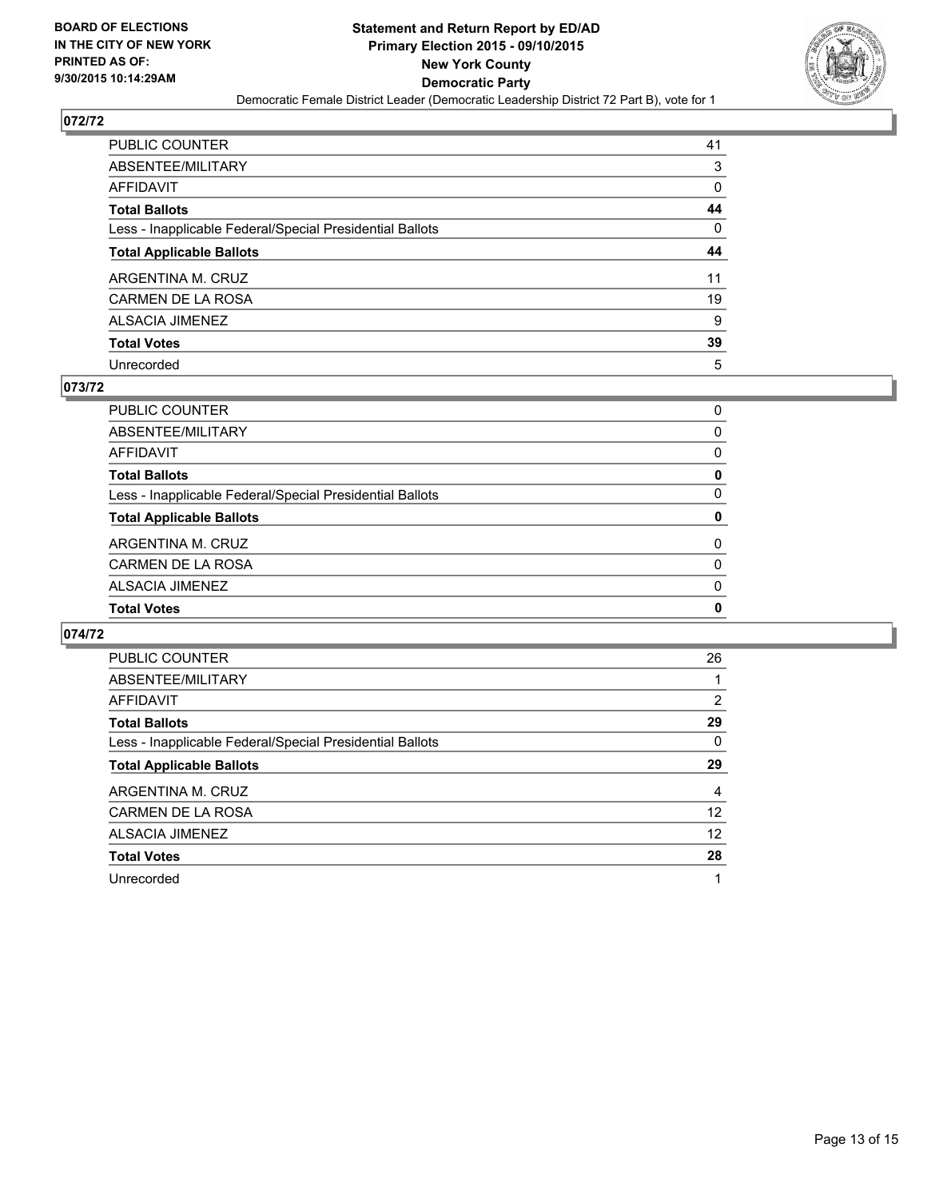BOARD OF ELECTIONS
IN THE CITY OF NEW YORK
PRINTED AS OF:
9/30/2015 10:14:29AM

**Statement and Return Report by ED/AD**
**Primary Election 2015 - 09/10/2015**
**New York County**
**Democratic Party**
Democratic Female District Leader (Democratic Leadership District 72 Part B), vote for 1

## 072/72

| | |
|---|---|
| PUBLIC COUNTER | 41 |
| ABSENTEE/MILITARY | 3 |
| AFFIDAVIT | 0 |
| **Total Ballots** | **44** |
| Less - Inapplicable Federal/Special Presidential Ballots | 0 |
| **Total Applicable Ballots** | **44** |
| ARGENTINA M. CRUZ | 11 |
| CARMEN DE LA ROSA | 19 |
| ALSACIA JIMENEZ | 9 |
| **Total Votes** | **39** |
| Unrecorded | 5 |

## 073/72

| | |
|---|---|
| PUBLIC COUNTER | 0 |
| ABSENTEE/MILITARY | 0 |
| AFFIDAVIT | 0 |
| **Total Ballots** | **0** |
| Less - Inapplicable Federal/Special Presidential Ballots | 0 |
| **Total Applicable Ballots** | **0** |
| ARGENTINA M. CRUZ | 0 |
| CARMEN DE LA ROSA | 0 |
| ALSACIA JIMENEZ | 0 |
| **Total Votes** | **0** |

## 074/72

| | |
|---|---|
| PUBLIC COUNTER | 26 |
| ABSENTEE/MILITARY | 1 |
| AFFIDAVIT | 2 |
| **Total Ballots** | **29** |
| Less - Inapplicable Federal/Special Presidential Ballots | 0 |
| **Total Applicable Ballots** | **29** |
| ARGENTINA M. CRUZ | 4 |
| CARMEN DE LA ROSA | 12 |
| ALSACIA JIMENEZ | 12 |
| **Total Votes** | **28** |
| Unrecorded | 1 |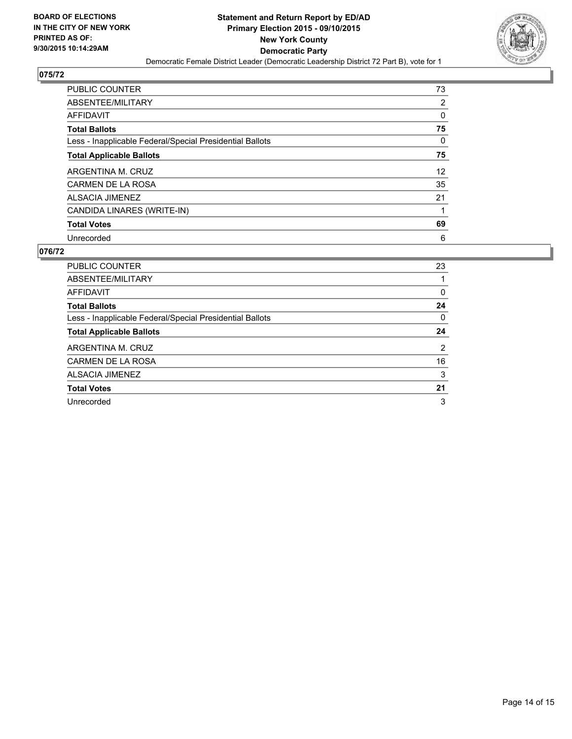**BOARD OF ELECTIONS IN THE CITY OF NEW YORK PRINTED AS OF: 9/30/2015 10:14:29AM**

**Statement and Return Report by ED/AD**
**Primary Election 2015 - 09/10/2015**
**New York County**
**Democratic Party**
Democratic Female District Leader (Democratic Leadership District 72 Part B), vote for 1

### 075/72

| | |
|---|---|
| PUBLIC COUNTER | 73 |
| ABSENTEE/MILITARY | 2 |
| AFFIDAVIT | 0 |
| **Total Ballots** | **75** |
| Less - Inapplicable Federal/Special Presidential Ballots | 0 |
| **Total Applicable Ballots** | **75** |
| ARGENTINA M. CRUZ | 12 |
| CARMEN DE LA ROSA | 35 |
| ALSACIA JIMENEZ | 21 |
| CANDIDA LINARES (WRITE-IN) | 1 |
| **Total Votes** | **69** |
| Unrecorded | 6 |

### 076/72

| | |
|---|---|
| PUBLIC COUNTER | 23 |
| ABSENTEE/MILITARY | 1 |
| AFFIDAVIT | 0 |
| **Total Ballots** | **24** |
| Less - Inapplicable Federal/Special Presidential Ballots | 0 |
| **Total Applicable Ballots** | **24** |
| ARGENTINA M. CRUZ | 2 |
| CARMEN DE LA ROSA | 16 |
| ALSACIA JIMENEZ | 3 |
| **Total Votes** | **21** |
| Unrecorded | 3 |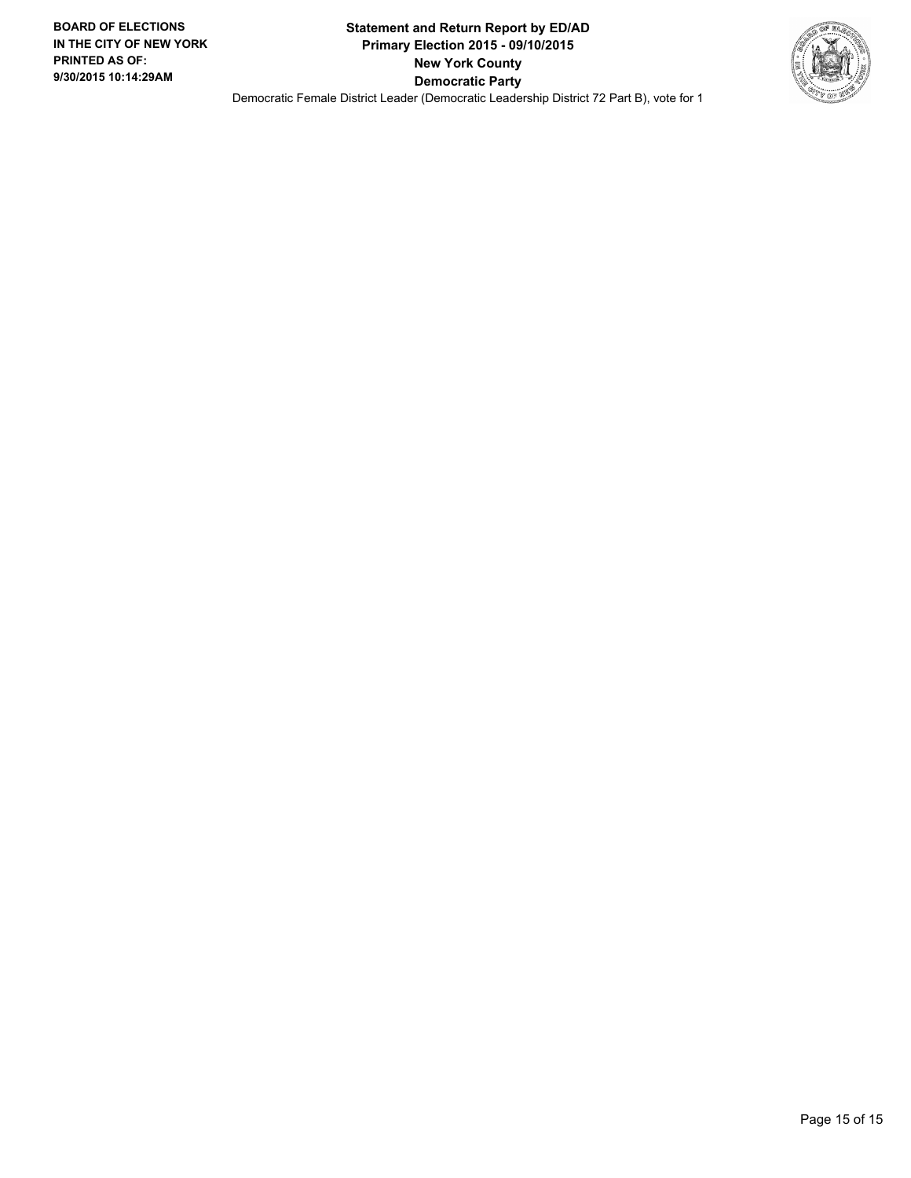**BOARD OF ELECTIONS**
**IN THE CITY OF NEW YORK**
**PRINTED AS OF:**
**9/30/2015 10:14:29AM**

**Statement and Return Report by ED/AD**
**Primary Election 2015 - 09/10/2015**
**New York County**
**Democratic Party**

Democratic Female District Leader (Democratic Leadership District 72 Part B), vote for 1